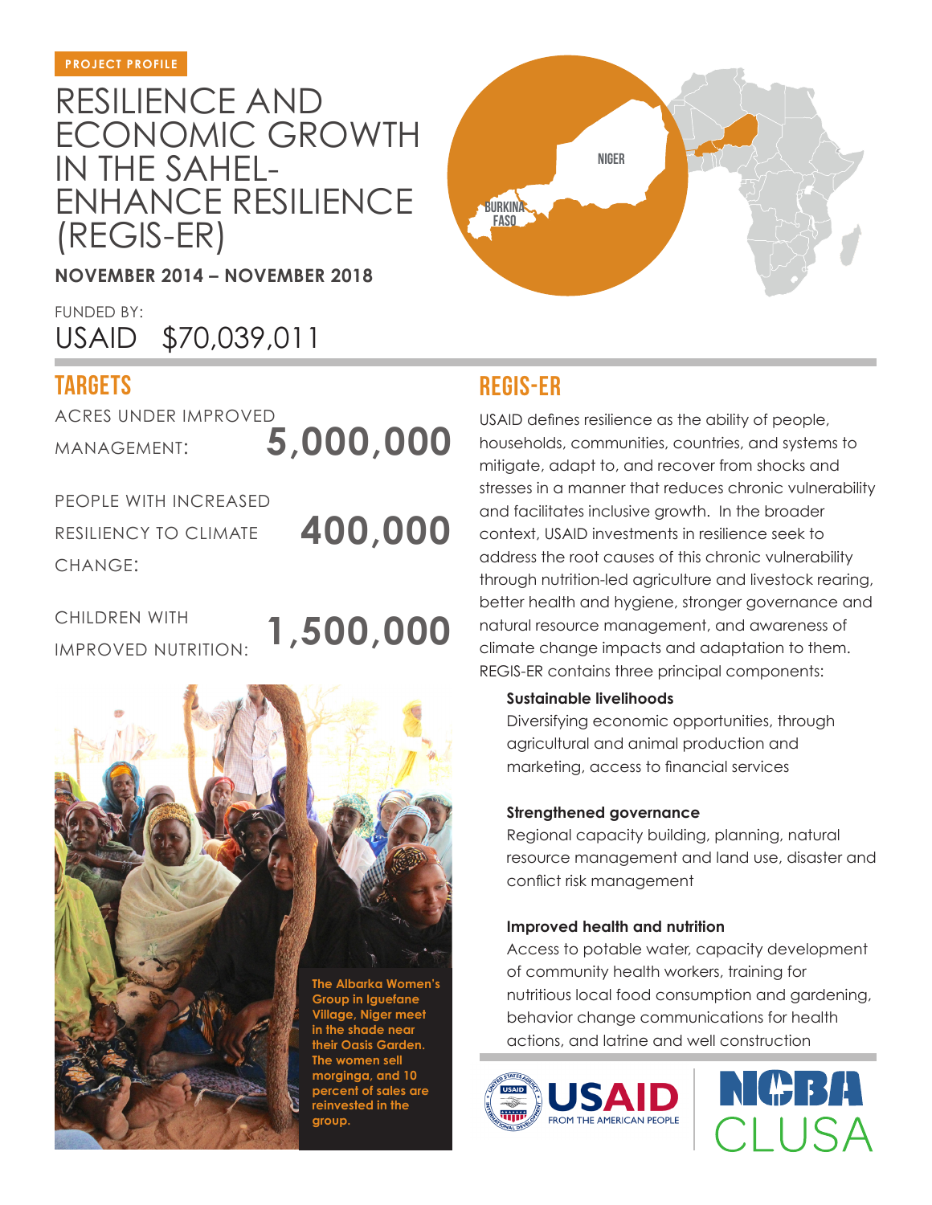PROJECT PROFILE

# RESILIENCE AND ECONOMIC GROWTH IN THE SAHEL-ENHANCE RESILIENCE (REGIS-ER)

**NOVEMBER 2014 – NOVEMBER 2018**

FUNDED BY:
USAID $70,039,011

## TARGETS

ACRES UNDER IMPROVED MANAGEMENT: **5,000,000**

PEOPLE WITH INCREASED RESILIENCY TO CLIMATE CHANGE: **400,000**

CHILDREN WITH IMPROVED NUTRITION: **1,500,000**

**The Albarka Women's Group in Iguefane Village, Niger meet in the shade near their Oasis Garden. The women sell morginga, and 10 percent of sales are reinvested in the group.**

## REGIS-ER

USAID defines resilience as the ability of people, households, communities, countries, and systems to mitigate, adapt to, and recover from shocks and stresses in a manner that reduces chronic vulnerability and facilitates inclusive growth. In the broader context, USAID investments in resilience seek to address the root causes of this chronic vulnerability through nutrition-led agriculture and livestock rearing, better health and hygiene, stronger governance and natural resource management, and awareness of climate change impacts and adaptation to them. REGIS-ER contains three principal components:

**Sustainable livelihoods**
Diversifying economic opportunities, through agricultural and animal production and marketing, access to financial services

**Strengthened governance**
Regional capacity building, planning, natural resource management and land use, disaster and conflict risk management

**Improved health and nutrition**
Access to potable water, capacity development of community health workers, training for nutritious local food consumption and gardening, behavior change communications for health actions, and latrine and well construction

USAID FROM THE AMERICAN PEOPLE

NCBA CLUSA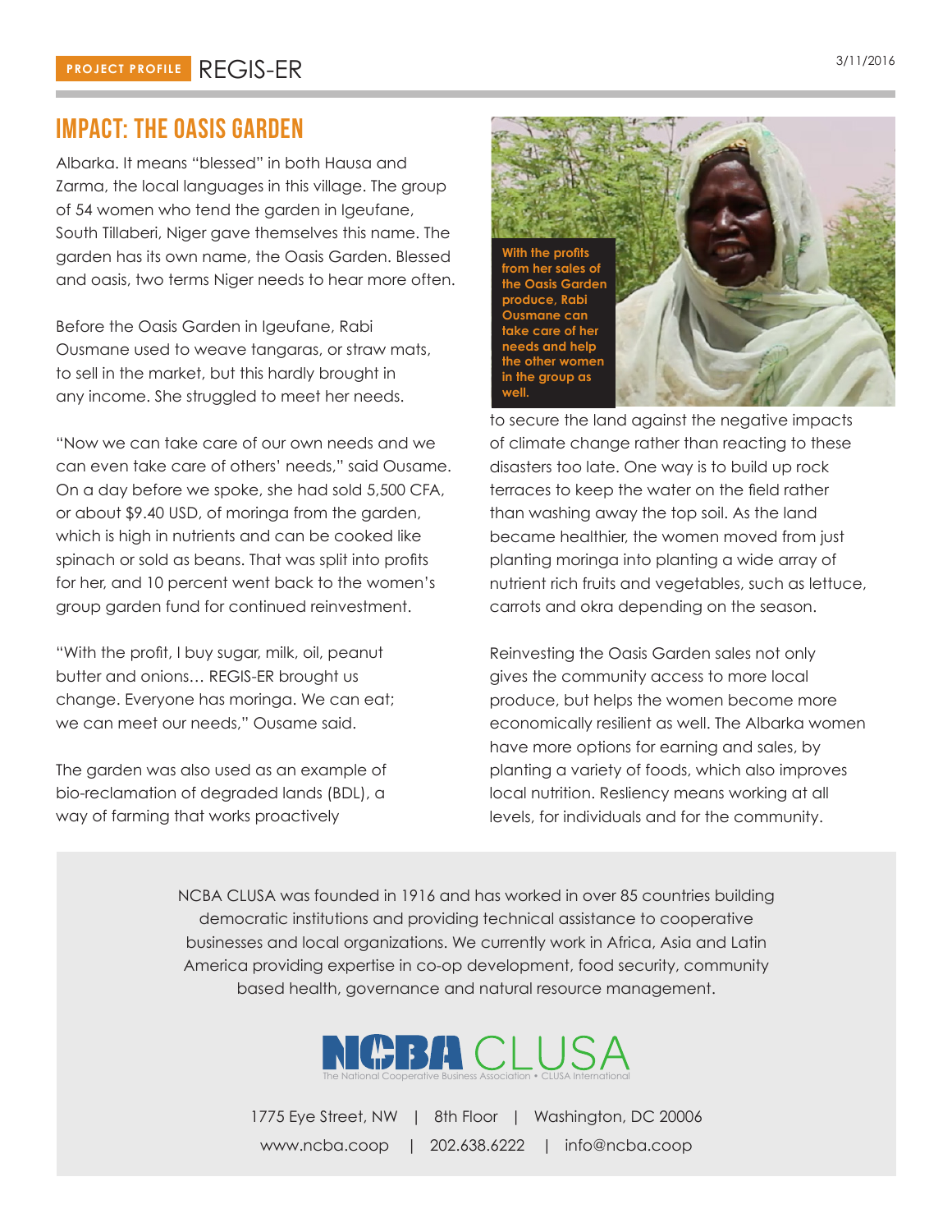PROJECT PROFILE REGIS-ER

3/11/2016

## IMPACT: THE OASIS GARDEN

Albarka. It means "blessed" in both Hausa and Zarma, the local languages in this village. The group of 54 women who tend the garden in Igeufane, South Tillaberi, Niger gave themselves this name. The garden has its own name, the Oasis Garden. Blessed and oasis, two terms Niger needs to hear more often.

Before the Oasis Garden in Igeufane, Rabi Ousmane used to weave tangaras, or straw mats, to sell in the market, but this hardly brought in any income. She struggled to meet her needs.

"Now we can take care of our own needs and we can even take care of others' needs," said Ousame. On a day before we spoke, she had sold 5,500 CFA, or about $9.40 USD, of moringa from the garden, which is high in nutrients and can be cooked like spinach or sold as beans. That was split into profits for her, and 10 percent went back to the women's group garden fund for continued reinvestment.

"With the profit, I buy sugar, milk, oil, peanut butter and onions… REGIS-ER brought us change. Everyone has moringa. We can eat; we can meet our needs," Ousame said.

The garden was also used as an example of bio-reclamation of degraded lands (BDL), a way of farming that works proactively to secure the land against the negative impacts of climate change rather than reacting to these disasters too late. One way is to build up rock terraces to keep the water on the field rather than washing away the top soil. As the land became healthier, the women moved from just planting moringa into planting a wide array of nutrient rich fruits and vegetables, such as lettuce, carrots and okra depending on the season.

**With the profits from her sales of the Oasis Garden produce, Rabi Ousmane can take care of her needs and help the other women in the group as well.**

Reinvesting the Oasis Garden sales not only gives the community access to more local produce, but helps the women become more economically resilient as well. The Albarka women have more options for earning and sales, by planting a variety of foods, which also improves local nutrition. Resliency means working at all levels, for individuals and for the community.

NCBA CLUSA was founded in 1916 and has worked in over 85 countries building democratic institutions and providing technical assistance to cooperative businesses and local organizations. We currently work in Africa, Asia and Latin America providing expertise in co-op development, food security, community based health, governance and natural resource management.

NCBA CLUSA
The National Cooperative Business Association • CLUSA International

1775 Eye Street, NW | 8th Floor | Washington, DC 20006
www.ncba.coop | 202.638.6222 | info@ncba.coop